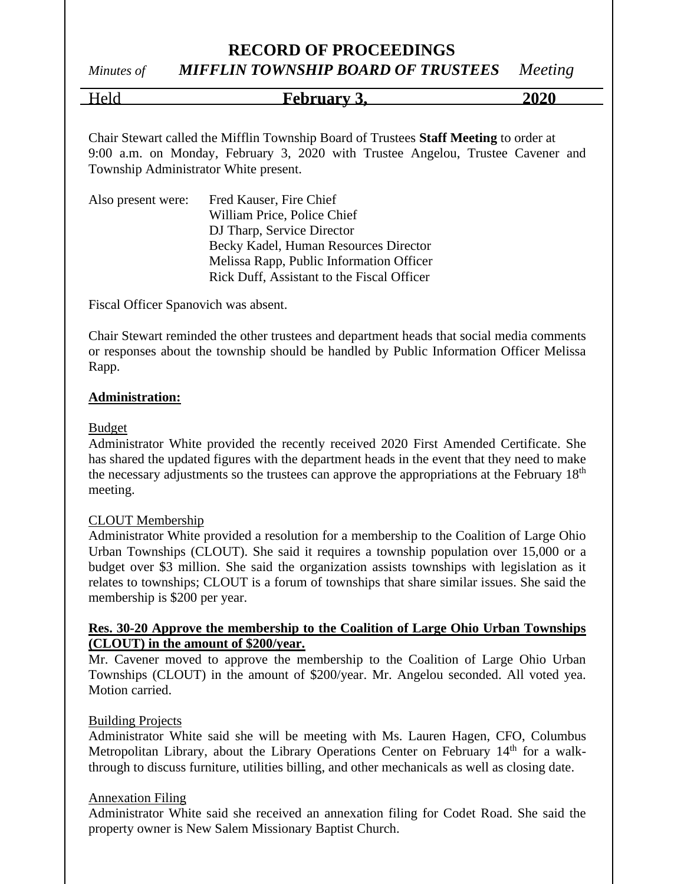# RECORD OF PROCEEDINGS

*Minutes of* ***MIFFLIN TOWNSHIP BOARD OF TRUSTEES*** *Meeting*

Held **February 3,** **2020**

Chair Stewart called the Mifflin Township Board of Trustees **Staff Meeting** to order at 9:00 a.m. on Monday, February 3, 2020 with Trustee Angelou, Trustee Cavener and Township Administrator White present.

Also present were: Fred Kauser, Fire Chief
William Price, Police Chief
DJ Tharp, Service Director
Becky Kadel, Human Resources Director
Melissa Rapp, Public Information Officer
Rick Duff, Assistant to the Fiscal Officer

Fiscal Officer Spanovich was absent.

Chair Stewart reminded the other trustees and department heads that social media comments or responses about the township should be handled by Public Information Officer Melissa Rapp.

**Administration:**

Budget
Administrator White provided the recently received 2020 First Amended Certificate. She has shared the updated figures with the department heads in the event that they need to make the necessary adjustments so the trustees can approve the appropriations at the February 18th meeting.

CLOUT Membership
Administrator White provided a resolution for a membership to the Coalition of Large Ohio Urban Townships (CLOUT). She said it requires a township population over 15,000 or a budget over $3 million. She said the organization assists townships with legislation as it relates to townships; CLOUT is a forum of townships that share similar issues. She said the membership is $200 per year.

**Res. 30-20 Approve the membership to the Coalition of Large Ohio Urban Townships (CLOUT) in the amount of $200/year.**
Mr. Cavener moved to approve the membership to the Coalition of Large Ohio Urban Townships (CLOUT) in the amount of $200/year. Mr. Angelou seconded. All voted yea. Motion carried.

Building Projects
Administrator White said she will be meeting with Ms. Lauren Hagen, CFO, Columbus Metropolitan Library, about the Library Operations Center on February 14th for a walk-through to discuss furniture, utilities billing, and other mechanicals as well as closing date.

Annexation Filing
Administrator White said she received an annexation filing for Codet Road. She said the property owner is New Salem Missionary Baptist Church.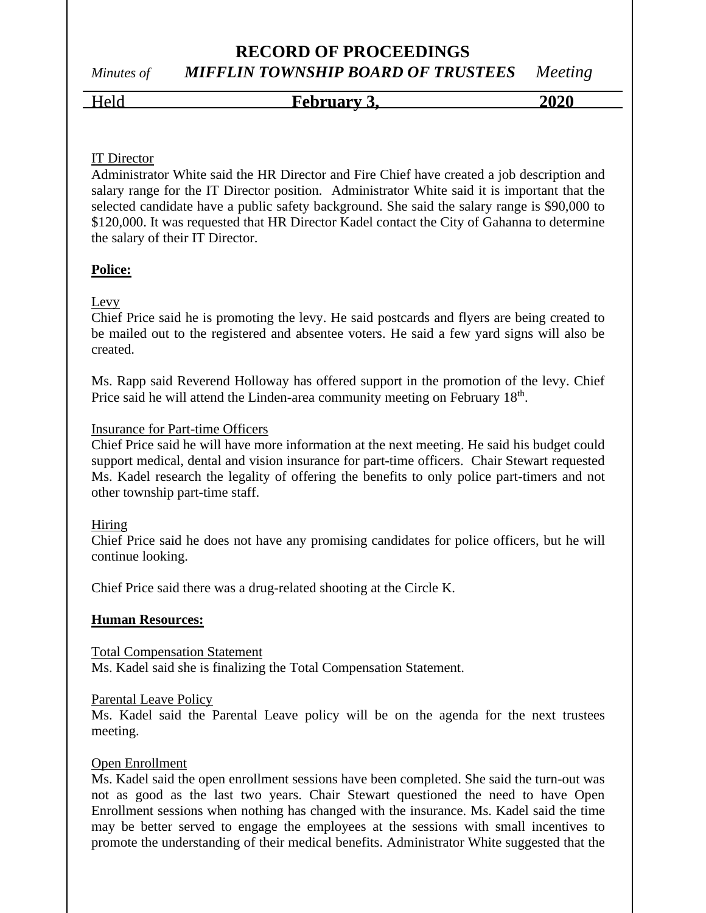IT Director

Administrator White said the HR Director and Fire Chief have created a job description and salary range for the IT Director position. Administrator White said it is important that the selected candidate have a public safety background. She said the salary range is $90,000 to $120,000. It was requested that HR Director Kadel contact the City of Gahanna to determine the salary of their IT Director.

**Police:**

Levy

Chief Price said he is promoting the levy. He said postcards and flyers are being created to be mailed out to the registered and absentee voters. He said a few yard signs will also be created.

Ms. Rapp said Reverend Holloway has offered support in the promotion of the levy. Chief Price said he will attend the Linden-area community meeting on February 18th.

Insurance for Part-time Officers

Chief Price said he will have more information at the next meeting. He said his budget could support medical, dental and vision insurance for part-time officers. Chair Stewart requested Ms. Kadel research the legality of offering the benefits to only police part-timers and not other township part-time staff.

Hiring

Chief Price said he does not have any promising candidates for police officers, but he will continue looking.

Chief Price said there was a drug-related shooting at the Circle K.

**Human Resources:**

Total Compensation Statement

Ms. Kadel said she is finalizing the Total Compensation Statement.

Parental Leave Policy

Ms. Kadel said the Parental Leave policy will be on the agenda for the next trustees meeting.

Open Enrollment

Ms. Kadel said the open enrollment sessions have been completed. She said the turn-out was not as good as the last two years. Chair Stewart questioned the need to have Open Enrollment sessions when nothing has changed with the insurance. Ms. Kadel said the time may be better served to engage the employees at the sessions with small incentives to promote the understanding of their medical benefits. Administrator White suggested that the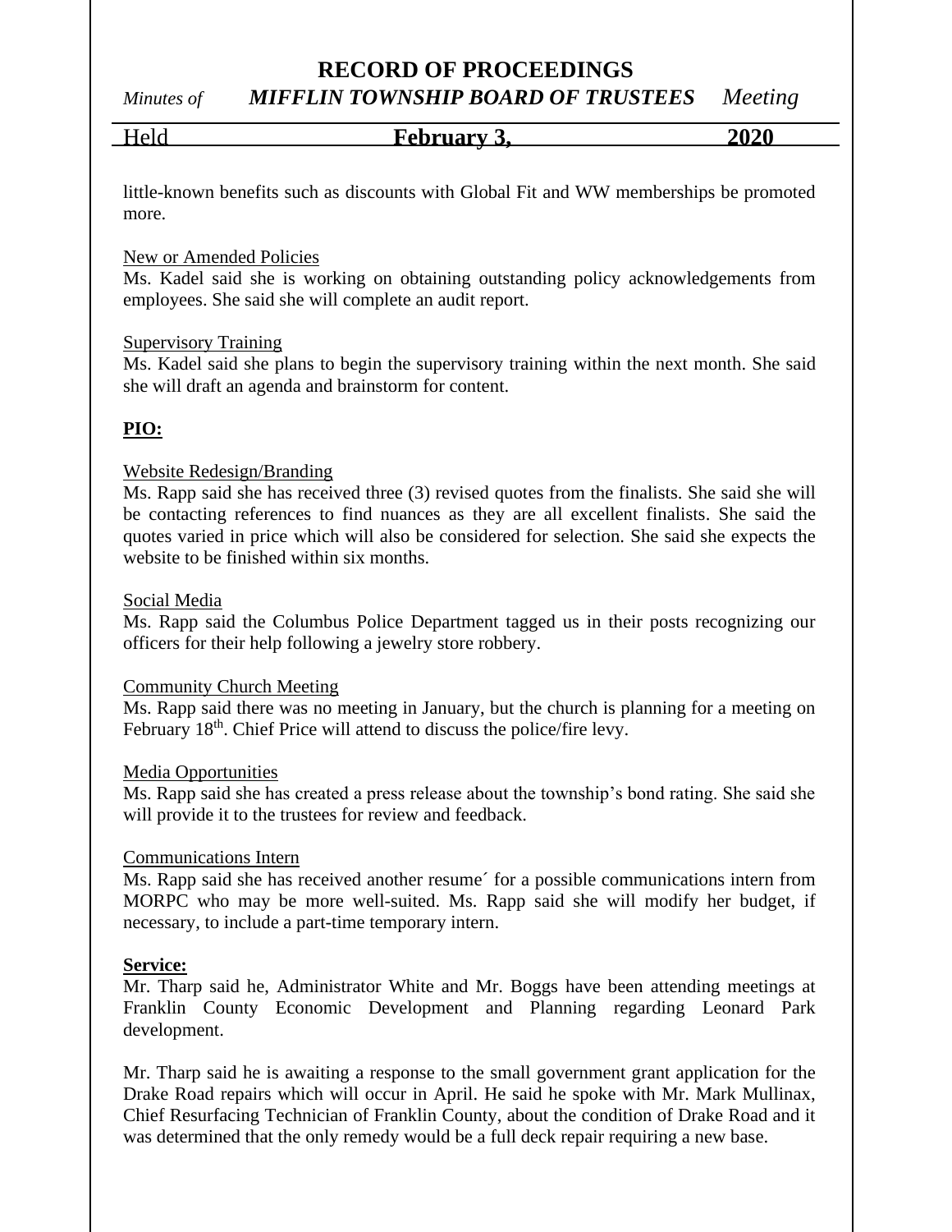little-known benefits such as discounts with Global Fit and WW memberships be promoted more.

New or Amended Policies

Ms. Kadel said she is working on obtaining outstanding policy acknowledgements from employees. She said she will complete an audit report.

Supervisory Training

Ms. Kadel said she plans to begin the supervisory training within the next month. She said she will draft an agenda and brainstorm for content.

**PIO:**

Website Redesign/Branding

Ms. Rapp said she has received three (3) revised quotes from the finalists. She said she will be contacting references to find nuances as they are all excellent finalists. She said the quotes varied in price which will also be considered for selection. She said she expects the website to be finished within six months.

Social Media

Ms. Rapp said the Columbus Police Department tagged us in their posts recognizing our officers for their help following a jewelry store robbery.

Community Church Meeting

Ms. Rapp said there was no meeting in January, but the church is planning for a meeting on February 18th. Chief Price will attend to discuss the police/fire levy.

Media Opportunities

Ms. Rapp said she has created a press release about the township's bond rating. She said she will provide it to the trustees for review and feedback.

Communications Intern

Ms. Rapp said she has received another resume´ for a possible communications intern from MORPC who may be more well-suited. Ms. Rapp said she will modify her budget, if necessary, to include a part-time temporary intern.

**Service:**

Mr. Tharp said he, Administrator White and Mr. Boggs have been attending meetings at Franklin County Economic Development and Planning regarding Leonard Park development.

Mr. Tharp said he is awaiting a response to the small government grant application for the Drake Road repairs which will occur in April. He said he spoke with Mr. Mark Mullinax, Chief Resurfacing Technician of Franklin County, about the condition of Drake Road and it was determined that the only remedy would be a full deck repair requiring a new base.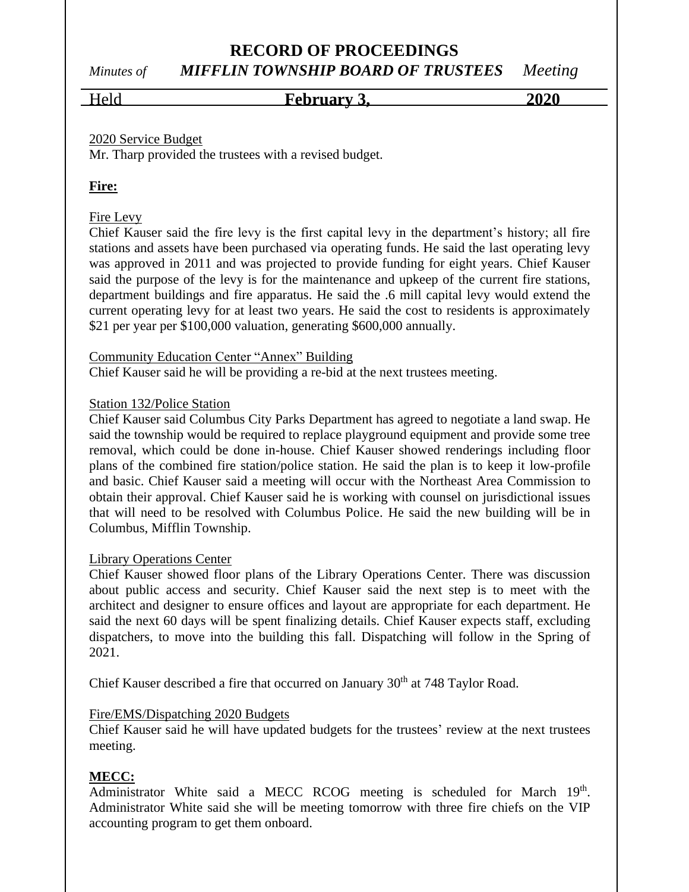2020 Service Budget

Mr. Tharp provided the trustees with a revised budget.

**Fire:**

Fire Levy

Chief Kauser said the fire levy is the first capital levy in the department's history; all fire stations and assets have been purchased via operating funds. He said the last operating levy was approved in 2011 and was projected to provide funding for eight years. Chief Kauser said the purpose of the levy is for the maintenance and upkeep of the current fire stations, department buildings and fire apparatus. He said the .6 mill capital levy would extend the current operating levy for at least two years. He said the cost to residents is approximately $21 per year per $100,000 valuation, generating $600,000 annually.

Community Education Center "Annex" Building

Chief Kauser said he will be providing a re-bid at the next trustees meeting.

Station 132/Police Station

Chief Kauser said Columbus City Parks Department has agreed to negotiate a land swap. He said the township would be required to replace playground equipment and provide some tree removal, which could be done in-house. Chief Kauser showed renderings including floor plans of the combined fire station/police station. He said the plan is to keep it low-profile and basic. Chief Kauser said a meeting will occur with the Northeast Area Commission to obtain their approval. Chief Kauser said he is working with counsel on jurisdictional issues that will need to be resolved with Columbus Police. He said the new building will be in Columbus, Mifflin Township.

Library Operations Center

Chief Kauser showed floor plans of the Library Operations Center. There was discussion about public access and security. Chief Kauser said the next step is to meet with the architect and designer to ensure offices and layout are appropriate for each department. He said the next 60 days will be spent finalizing details. Chief Kauser expects staff, excluding dispatchers, to move into the building this fall. Dispatching will follow in the Spring of 2021.

Chief Kauser described a fire that occurred on January 30th at 748 Taylor Road.

Fire/EMS/Dispatching 2020 Budgets

Chief Kauser said he will have updated budgets for the trustees' review at the next trustees meeting.

**MECC:**

Administrator White said a MECC RCOG meeting is scheduled for March 19th. Administrator White said she will be meeting tomorrow with three fire chiefs on the VIP accounting program to get them onboard.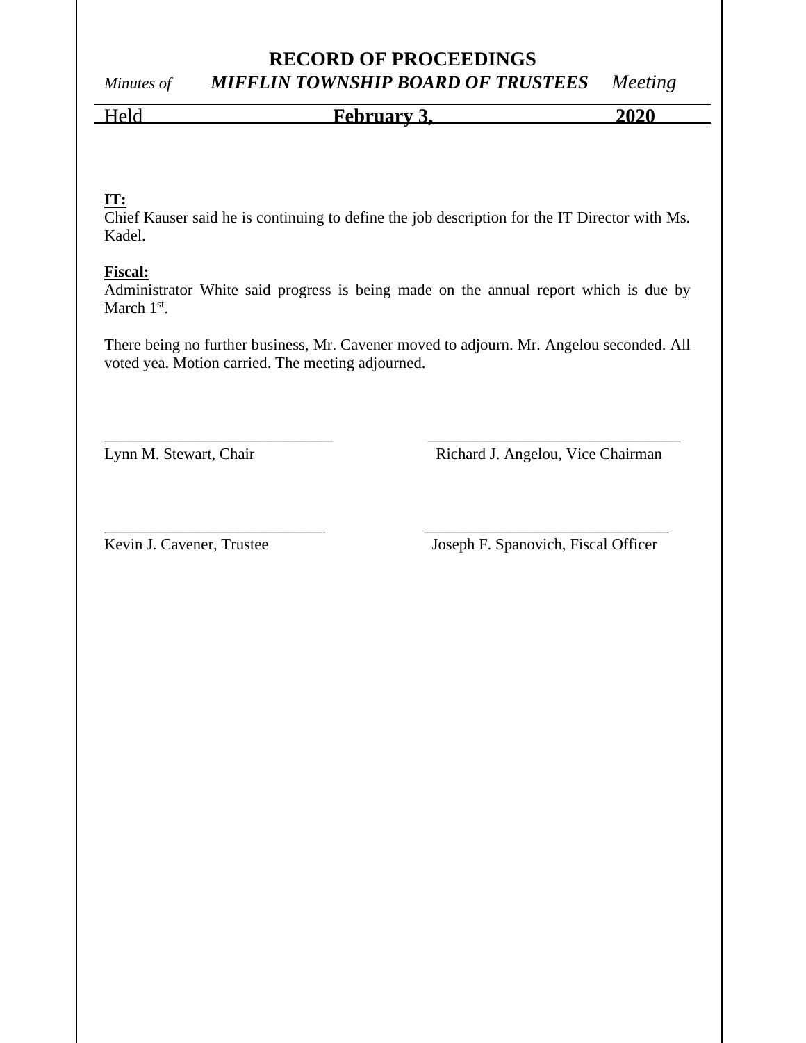**IT:**
Chief Kauser said he is continuing to define the job description for the IT Director with Ms. Kadel.

**Fiscal:**
Administrator White said progress is being made on the annual report which is due by March 1st.

There being no further business, Mr. Cavener moved to adjourn. Mr. Angelou seconded. All voted yea. Motion carried. The meeting adjourned.

\_\_\_\_\_\_\_\_\_\_\_\_\_\_\_\_\_\_\_\_\_\_\_\_\_\_\_\_\_\_
Lynn M. Stewart, Chair

\_\_\_\_\_\_\_\_\_\_\_\_\_\_\_\_\_\_\_\_\_\_\_\_\_\_\_\_\_\_
Richard J. Angelou, Vice Chairman

\_\_\_\_\_\_\_\_\_\_\_\_\_\_\_\_\_\_\_\_\_\_\_\_\_\_\_\_\_\_
Kevin J. Cavener, Trustee

\_\_\_\_\_\_\_\_\_\_\_\_\_\_\_\_\_\_\_\_\_\_\_\_\_\_\_\_\_\_
Joseph F. Spanovich, Fiscal Officer